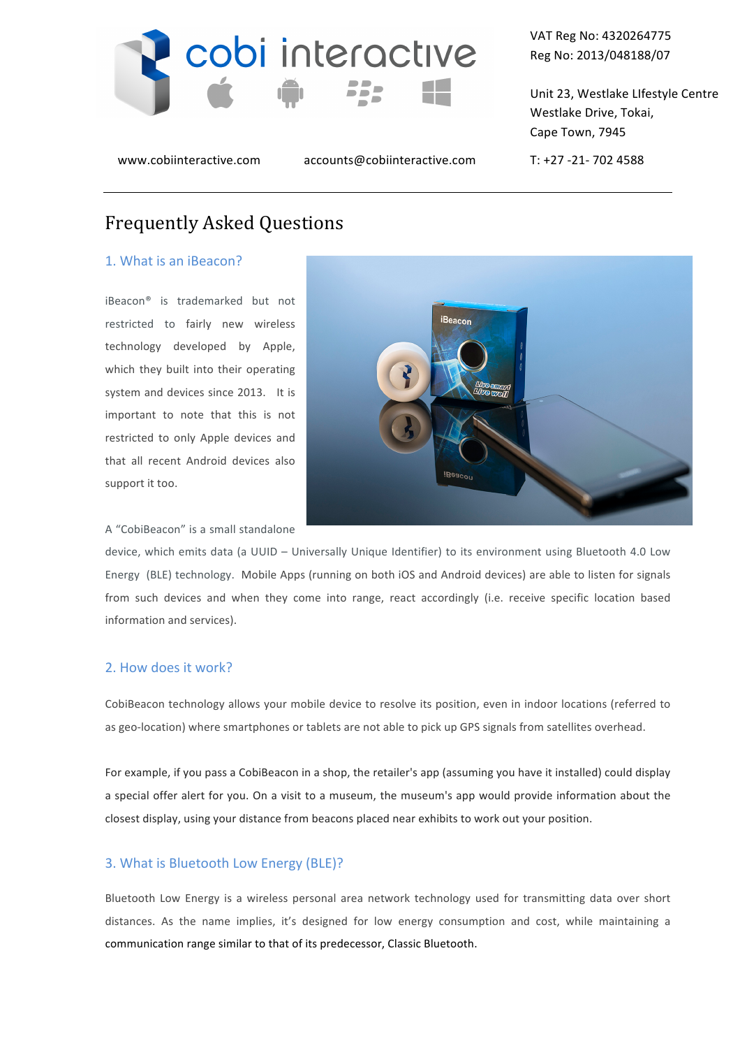cobi interactive

VAT Reg No: 4320264775
Reg No: 2013/048188/07

Unit 23, Westlake LIfestyle Centre
Westlake Drive, Tokai,
Cape Town, 7945

www.cobiinteractive.com accounts@cobiinteractive.com T: +27 -21- 702 4588

# Frequently Asked Questions

## 1. What is an iBeacon?

iBeacon® is trademarked but not restricted to fairly new wireless technology developed by Apple, which they built into their operating system and devices since 2013. It is important to note that this is not restricted to only Apple devices and that all recent Android devices also support it too.

A "CobiBeacon" is a small standalone device, which emits data (a UUID – Universally Unique Identifier) to its environment using Bluetooth 4.0 Low Energy (BLE) technology. Mobile Apps (running on both iOS and Android devices) are able to listen for signals from such devices and when they come into range, react accordingly (i.e. receive specific location based information and services).

## 2. How does it work?

CobiBeacon technology allows your mobile device to resolve its position, even in indoor locations (referred to as geo-location) where smartphones or tablets are not able to pick up GPS signals from satellites overhead.

For example, if you pass a CobiBeacon in a shop, the retailer's app (assuming you have it installed) could display a special offer alert for you. On a visit to a museum, the museum's app would provide information about the closest display, using your distance from beacons placed near exhibits to work out your position.

## 3. What is Bluetooth Low Energy (BLE)?

Bluetooth Low Energy is a wireless personal area network technology used for transmitting data over short distances. As the name implies, it's designed for low energy consumption and cost, while maintaining a communication range similar to that of its predecessor, Classic Bluetooth.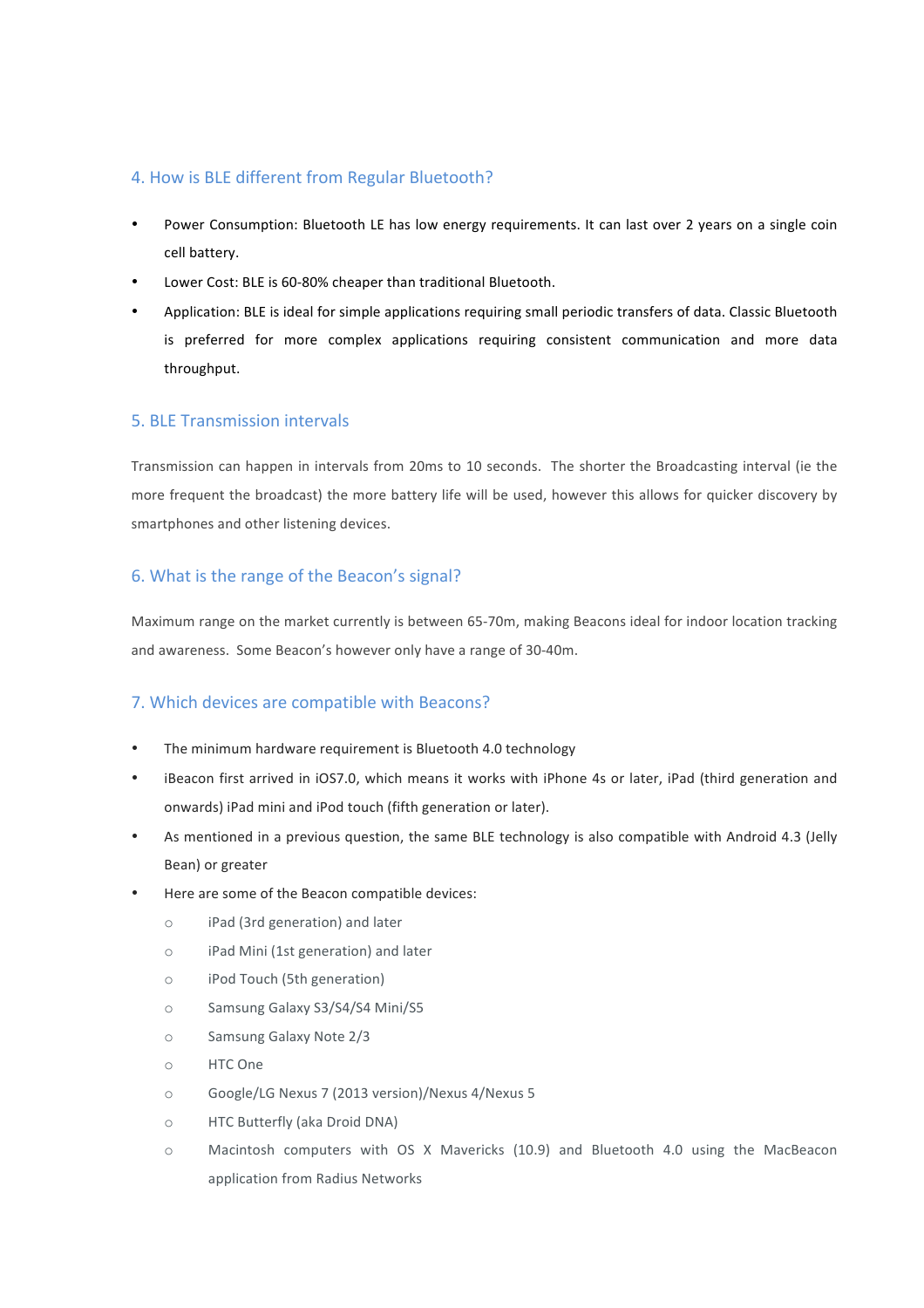## 4. How is BLE different from Regular Bluetooth?

- Power Consumption: Bluetooth LE has low energy requirements. It can last over 2 years on a single coin cell battery.
- Lower Cost: BLE is 60-80% cheaper than traditional Bluetooth.
- Application: BLE is ideal for simple applications requiring small periodic transfers of data. Classic Bluetooth is preferred for more complex applications requiring consistent communication and more data throughput.

## 5. BLE Transmission intervals

Transmission can happen in intervals from 20ms to 10 seconds. The shorter the Broadcasting interval (ie the more frequent the broadcast) the more battery life will be used, however this allows for quicker discovery by smartphones and other listening devices.

## 6. What is the range of the Beacon's signal?

Maximum range on the market currently is between 65-70m, making Beacons ideal for indoor location tracking and awareness. Some Beacon's however only have a range of 30-40m.

## 7. Which devices are compatible with Beacons?

- The minimum hardware requirement is Bluetooth 4.0 technology
- iBeacon first arrived in iOS7.0, which means it works with iPhone 4s or later, iPad (third generation and onwards) iPad mini and iPod touch (fifth generation or later).
- As mentioned in a previous question, the same BLE technology is also compatible with Android 4.3 (Jelly Bean) or greater
- Here are some of the Beacon compatible devices:
  - iPad (3rd generation) and later
  - iPad Mini (1st generation) and later
  - iPod Touch (5th generation)
  - Samsung Galaxy S3/S4/S4 Mini/S5
  - Samsung Galaxy Note 2/3
  - HTC One
  - Google/LG Nexus 7 (2013 version)/Nexus 4/Nexus 5
  - HTC Butterfly (aka Droid DNA)
  - Macintosh computers with OS X Mavericks (10.9) and Bluetooth 4.0 using the MacBeacon application from Radius Networks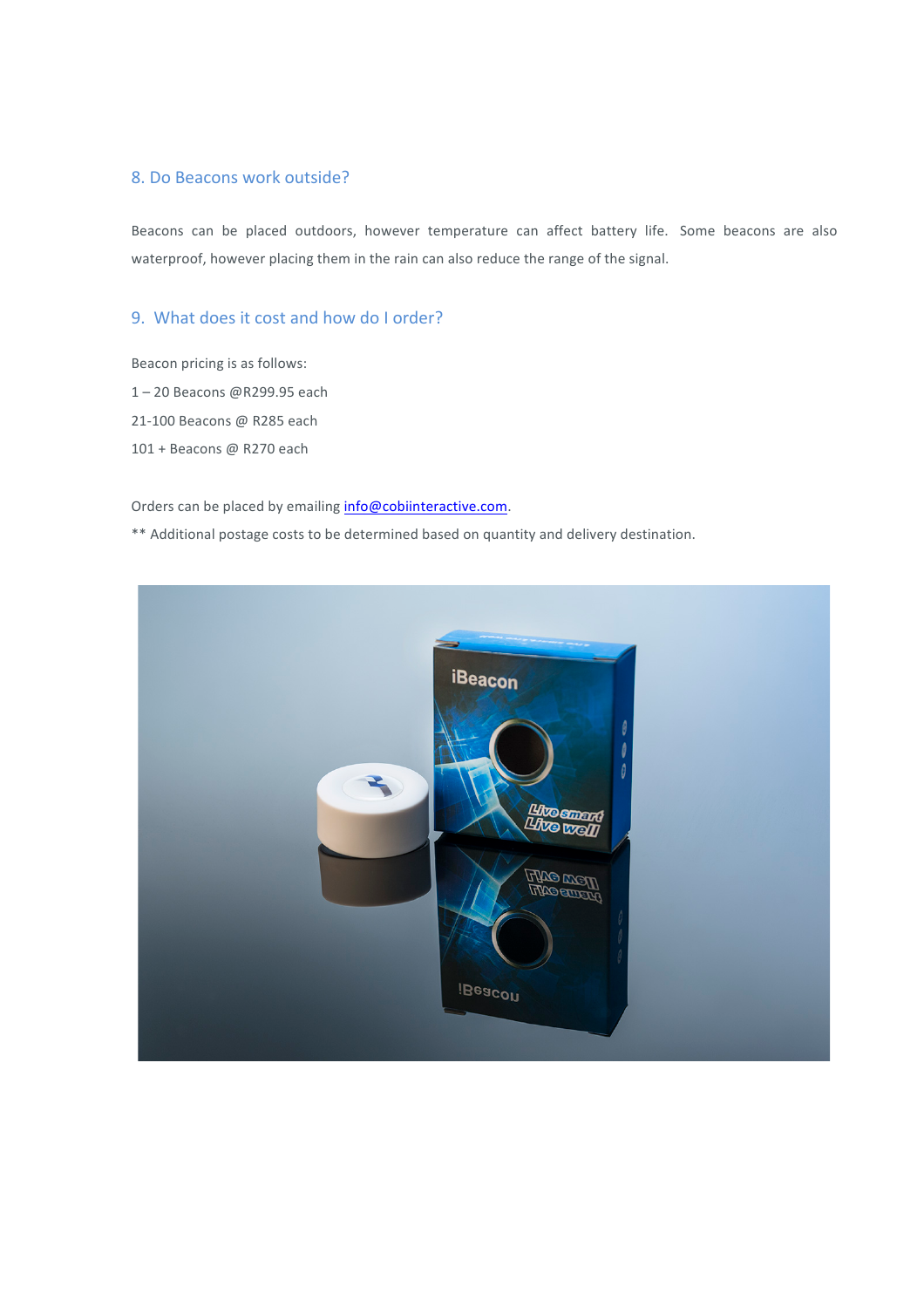## 8. Do Beacons work outside?

Beacons can be placed outdoors, however temperature can affect battery life. Some beacons are also waterproof, however placing them in the rain can also reduce the range of the signal.

## 9. What does it cost and how do I order?

Beacon pricing is as follows:

1 – 20 Beacons @R299.95 each

21-100 Beacons @ R285 each

101 + Beacons @ R270 each

Orders can be placed by emailing info@cobiinteractive.com.

** Additional postage costs to be determined based on quantity and delivery destination.